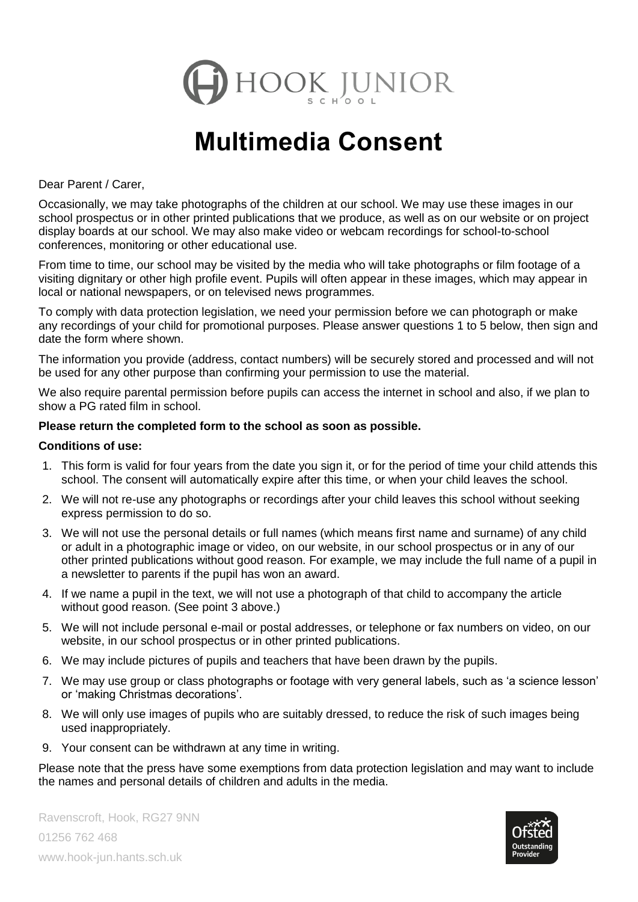HOOK JUNIOR SCHOOL

# Multimedia Consent

Dear Parent / Carer,

Occasionally, we may take photographs of the children at our school. We may use these images in our school prospectus or in other printed publications that we produce, as well as on our website or on project display boards at our school. We may also make video or webcam recordings for school-to-school conferences, monitoring or other educational use.

From time to time, our school may be visited by the media who will take photographs or film footage of a visiting dignitary or other high profile event. Pupils will often appear in these images, which may appear in local or national newspapers, or on televised news programmes.

To comply with data protection legislation, we need your permission before we can photograph or make any recordings of your child for promotional purposes. Please answer questions 1 to 5 below, then sign and date the form where shown.

The information you provide (address, contact numbers) will be securely stored and processed and will not be used for any other purpose than confirming your permission to use the material.

We also require parental permission before pupils can access the internet in school and also, if we plan to show a PG rated film in school.

**Please return the completed form to the school as soon as possible.**

**Conditions of use:**

1. This form is valid for four years from the date you sign it, or for the period of time your child attends this school. The consent will automatically expire after this time, or when your child leaves the school.
2. We will not re-use any photographs or recordings after your child leaves this school without seeking express permission to do so.
3. We will not use the personal details or full names (which means first name and surname) of any child or adult in a photographic image or video, on our website, in our school prospectus or in any of our other printed publications without good reason. For example, we may include the full name of a pupil in a newsletter to parents if the pupil has won an award.
4. If we name a pupil in the text, we will not use a photograph of that child to accompany the article without good reason. (See point 3 above.)
5. We will not include personal e-mail or postal addresses, or telephone or fax numbers on video, on our website, in our school prospectus or in other printed publications.
6. We may include pictures of pupils and teachers that have been drawn by the pupils.
7. We may use group or class photographs or footage with very general labels, such as 'a science lesson' or 'making Christmas decorations'.
8. We will only use images of pupils who are suitably dressed, to reduce the risk of such images being used inappropriately.
9. Your consent can be withdrawn at any time in writing.

Please note that the press have some exemptions from data protection legislation and may want to include the names and personal details of children and adults in the media.

Ravenscroft, Hook, RG27 9NN
01256 762 468
www.hook-jun.hants.sch.uk

Ofsted Outstanding Provider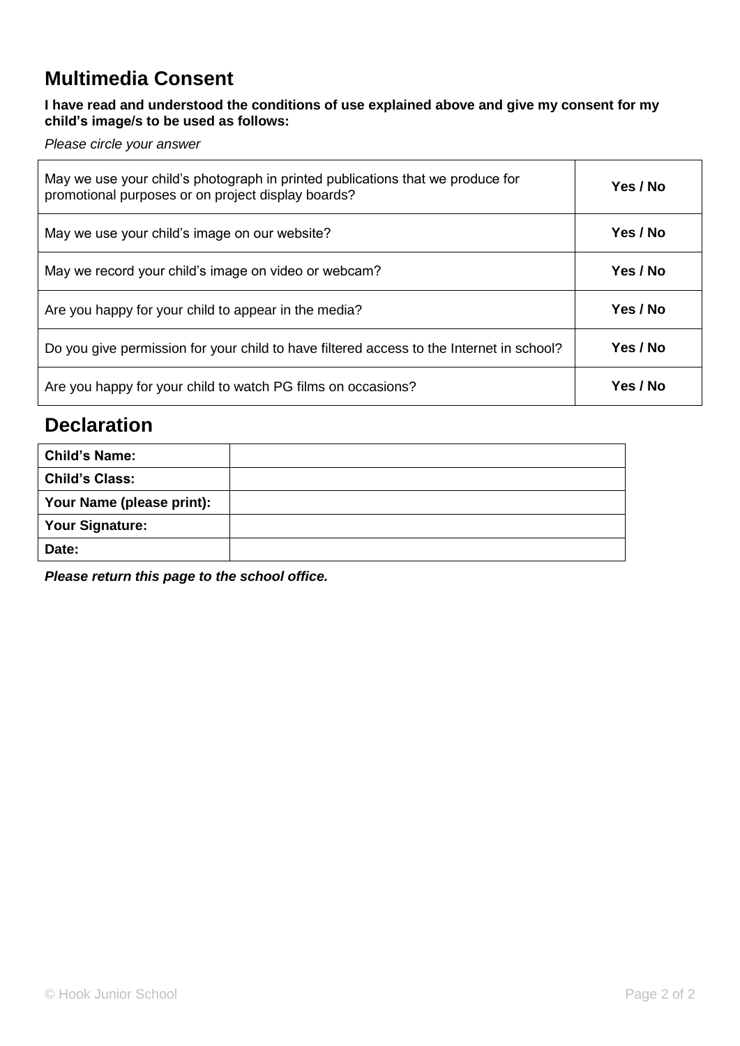## Multimedia Consent

**I have read and understood the conditions of use explained above and give my consent for my child's image/s to be used as follows:**

*Please circle your answer*

| | |
|---|---|
| May we use your child's photograph in printed publications that we produce for promotional purposes or on project display boards? | **Yes / No** |
| May we use your child's image on our website? | **Yes / No** |
| May we record your child's image on video or webcam? | **Yes / No** |
| Are you happy for your child to appear in the media? | **Yes / No** |
| Do you give permission for your child to have filtered access to the Internet in school? | **Yes / No** |
| Are you happy for your child to watch PG films on occasions? | **Yes / No** |

## Declaration

| | |
|---|---|
| **Child's Name:** | |
| **Child's Class:** | |
| **Your Name (please print):** | |
| **Your Signature:** | |
| **Date:** | |

***Please return this page to the school office.***